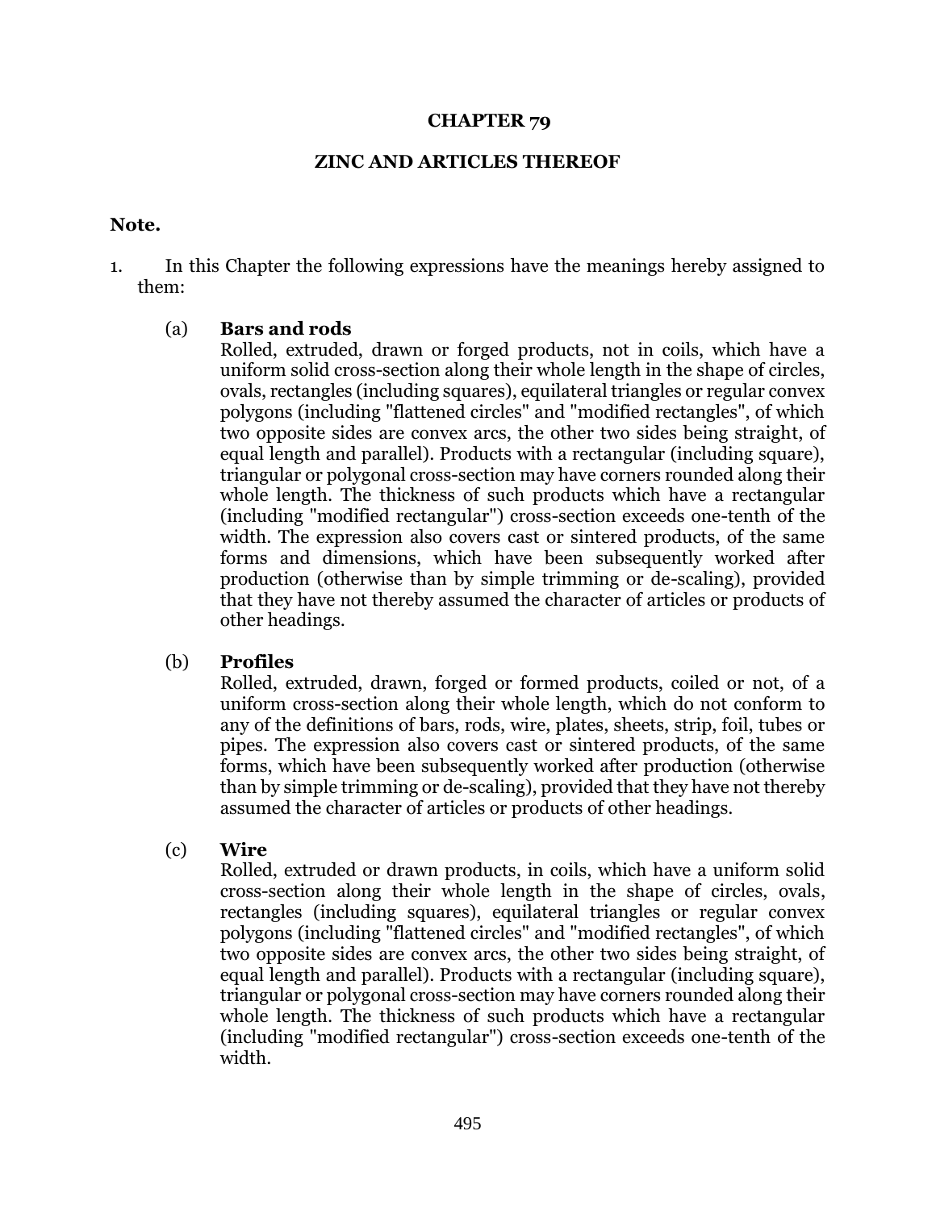# CHAPTER 79

## ZINC AND ARTICLES THEREOF

### Note.

1. In this Chapter the following expressions have the meanings hereby assigned to them:

   (a) **Bars and rods**
   Rolled, extruded, drawn or forged products, not in coils, which have a uniform solid cross-section along their whole length in the shape of circles, ovals, rectangles (including squares), equilateral triangles or regular convex polygons (including "flattened circles" and "modified rectangles", of which two opposite sides are convex arcs, the other two sides being straight, of equal length and parallel). Products with a rectangular (including square), triangular or polygonal cross-section may have corners rounded along their whole length. The thickness of such products which have a rectangular (including "modified rectangular") cross-section exceeds one-tenth of the width. The expression also covers cast or sintered products, of the same forms and dimensions, which have been subsequently worked after production (otherwise than by simple trimming or de-scaling), provided that they have not thereby assumed the character of articles or products of other headings.

   (b) **Profiles**
   Rolled, extruded, drawn, forged or formed products, coiled or not, of a uniform cross-section along their whole length, which do not conform to any of the definitions of bars, rods, wire, plates, sheets, strip, foil, tubes or pipes. The expression also covers cast or sintered products, of the same forms, which have been subsequently worked after production (otherwise than by simple trimming or de-scaling), provided that they have not thereby assumed the character of articles or products of other headings.

   (c) **Wire**
   Rolled, extruded or drawn products, in coils, which have a uniform solid cross-section along their whole length in the shape of circles, ovals, rectangles (including squares), equilateral triangles or regular convex polygons (including "flattened circles" and "modified rectangles", of which two opposite sides are convex arcs, the other two sides being straight, of equal length and parallel). Products with a rectangular (including square), triangular or polygonal cross-section may have corners rounded along their whole length. The thickness of such products which have a rectangular (including "modified rectangular") cross-section exceeds one-tenth of the width.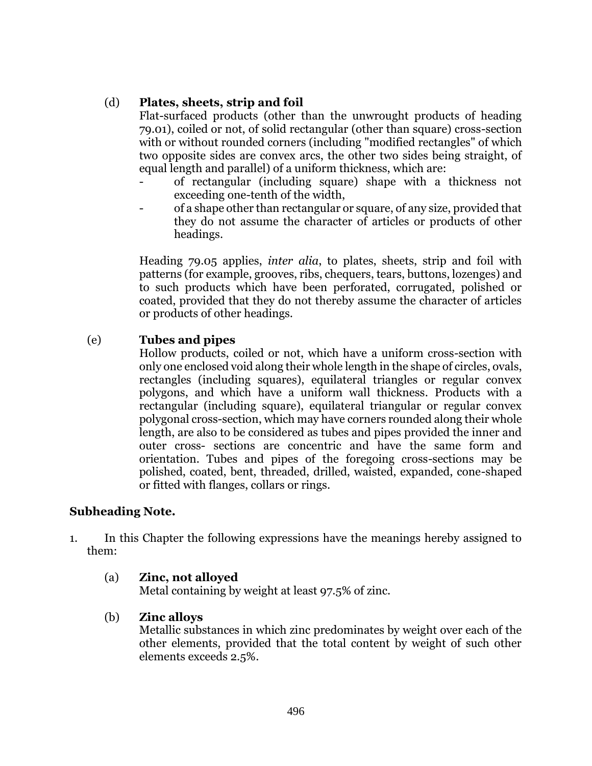(d) **Plates, sheets, strip and foil**

Flat-surfaced products (other than the unwrought products of heading 79.01), coiled or not, of solid rectangular (other than square) cross-section with or without rounded corners (including "modified rectangles" of which two opposite sides are convex arcs, the other two sides being straight, of equal length and parallel) of a uniform thickness, which are:

- of rectangular (including square) shape with a thickness not exceeding one-tenth of the width,
- of a shape other than rectangular or square, of any size, provided that they do not assume the character of articles or products of other headings.

Heading 79.05 applies, *inter alia*, to plates, sheets, strip and foil with patterns (for example, grooves, ribs, chequers, tears, buttons, lozenges) and to such products which have been perforated, corrugated, polished or coated, provided that they do not thereby assume the character of articles or products of other headings.

(e) **Tubes and pipes**

Hollow products, coiled or not, which have a uniform cross-section with only one enclosed void along their whole length in the shape of circles, ovals, rectangles (including squares), equilateral triangles or regular convex polygons, and which have a uniform wall thickness. Products with a rectangular (including square), equilateral triangular or regular convex polygonal cross-section, which may have corners rounded along their whole length, are also to be considered as tubes and pipes provided the inner and outer cross- sections are concentric and have the same form and orientation. Tubes and pipes of the foregoing cross-sections may be polished, coated, bent, threaded, drilled, waisted, expanded, cone-shaped or fitted with flanges, collars or rings.

**Subheading Note.**

1. In this Chapter the following expressions have the meanings hereby assigned to them:

(a) **Zinc, not alloyed**

Metal containing by weight at least 97.5% of zinc.

(b) **Zinc alloys**

Metallic substances in which zinc predominates by weight over each of the other elements, provided that the total content by weight of such other elements exceeds 2.5%.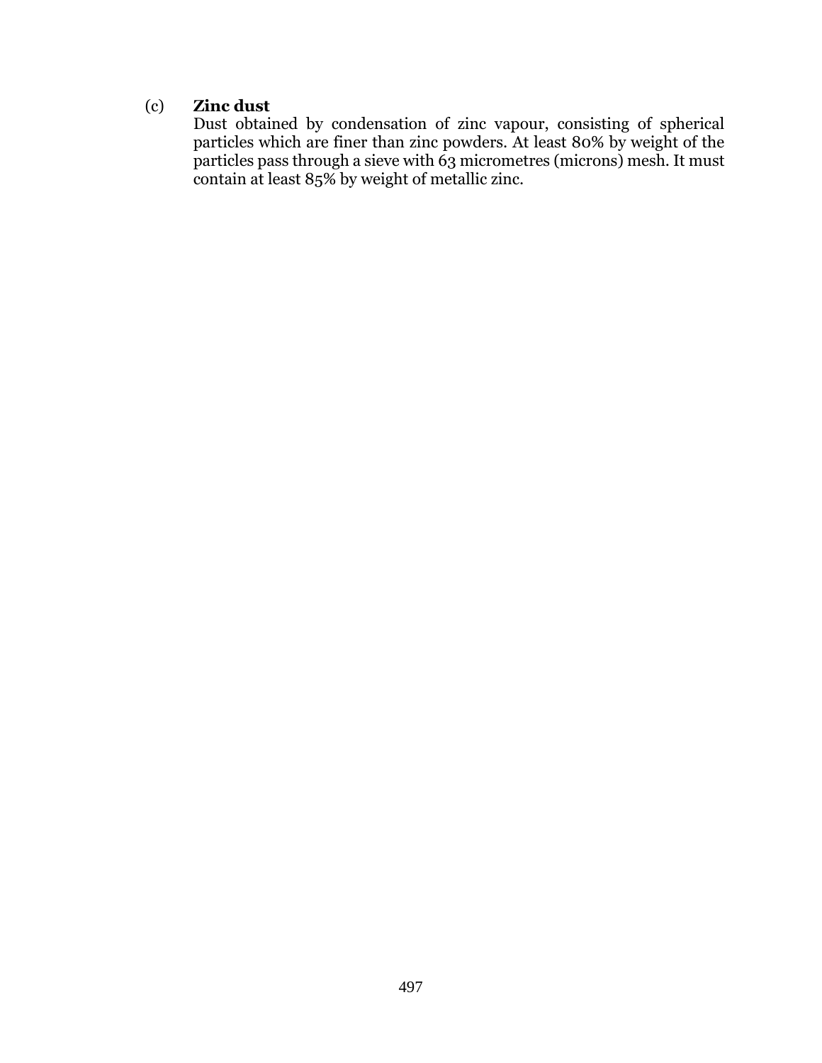(c) **Zinc dust**

Dust obtained by condensation of zinc vapour, consisting of spherical particles which are finer than zinc powders. At least 80% by weight of the particles pass through a sieve with 63 micrometres (microns) mesh. It must contain at least 85% by weight of metallic zinc.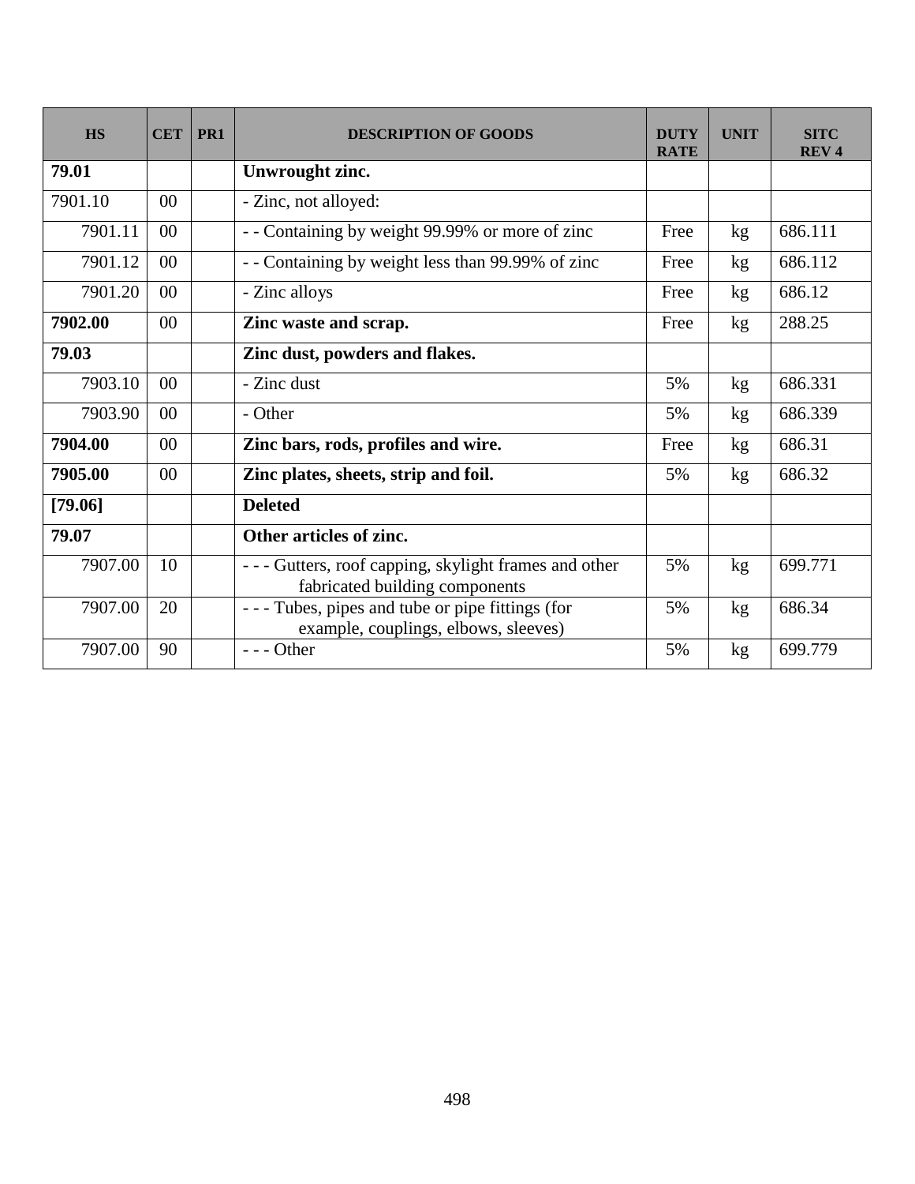| HS | CET | PR1 | DESCRIPTION OF GOODS | DUTY RATE | UNIT | SITC REV 4 |
|---|---|---|---|---|---|---|
| **79.01** | | | **Unwrought zinc.** | | | |
| 7901.10 | 00 | | - Zinc, not alloyed: | | | |
| 7901.11 | 00 | | - - Containing by weight 99.99% or more of zinc | Free | kg | 686.111 |
| 7901.12 | 00 | | - - Containing by weight less than 99.99% of zinc | Free | kg | 686.112 |
| 7901.20 | 00 | | - Zinc alloys | Free | kg | 686.12 |
| **7902.00** | 00 | | **Zinc waste and scrap.** | Free | kg | 288.25 |
| **79.03** | | | **Zinc dust, powders and flakes.** | | | |
| 7903.10 | 00 | | - Zinc dust | 5% | kg | 686.331 |
| 7903.90 | 00 | | - Other | 5% | kg | 686.339 |
| **7904.00** | 00 | | **Zinc bars, rods, profiles and wire.** | Free | kg | 686.31 |
| **7905.00** | 00 | | **Zinc plates, sheets, strip and foil.** | 5% | kg | 686.32 |
| **[79.06]** | | | **Deleted** | | | |
| **79.07** | | | **Other articles of zinc.** | | | |
| 7907.00 | 10 | | - - - Gutters, roof capping, skylight frames and other fabricated building components | 5% | kg | 699.771 |
| 7907.00 | 20 | | - - - Tubes, pipes and tube or pipe fittings (for example, couplings, elbows, sleeves) | 5% | kg | 686.34 |
| 7907.00 | 90 | | - - - Other | 5% | kg | 699.779 |